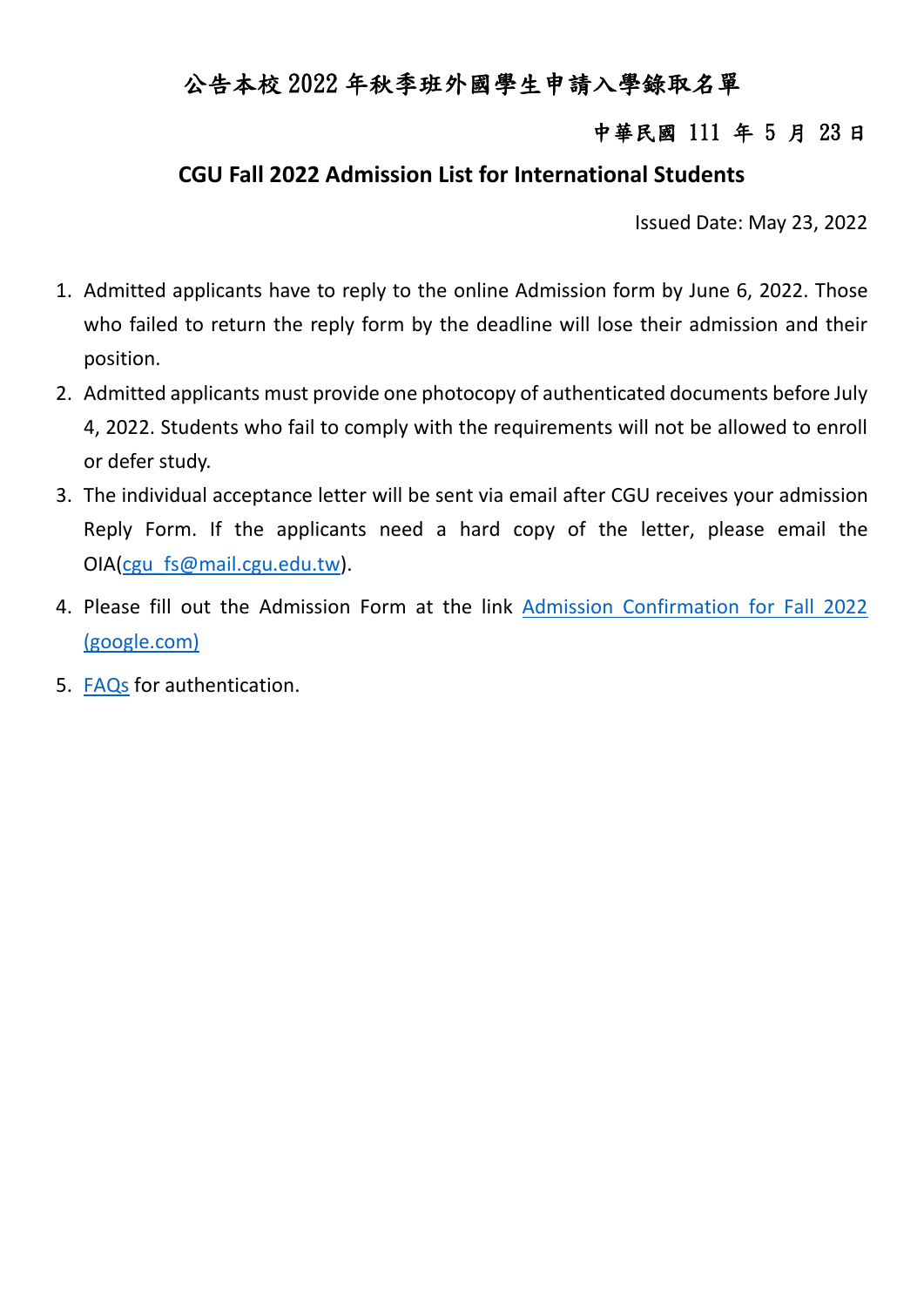# 公告本校 2022 年秋季班外國學生申請入學錄取名單

中華民國 111 年 5 月 23 日

## CGU Fall 2022 Admission List for International Students

Issued Date: May 23, 2022

1. Admitted applicants have to reply to the online Admission form by June 6, 2022. Those who failed to return the reply form by the deadline will lose their admission and their position.
2. Admitted applicants must provide one photocopy of authenticated documents before July 4, 2022. Students who fail to comply with the requirements will not be allowed to enroll or defer study.
3. The individual acceptance letter will be sent via email after CGU receives your admission Reply Form. If the applicants need a hard copy of the letter, please email the OIA(cgu_fs@mail.cgu.edu.tw).
4. Please fill out the Admission Form at the link Admission Confirmation for Fall 2022 (google.com)
5. FAQs for authentication.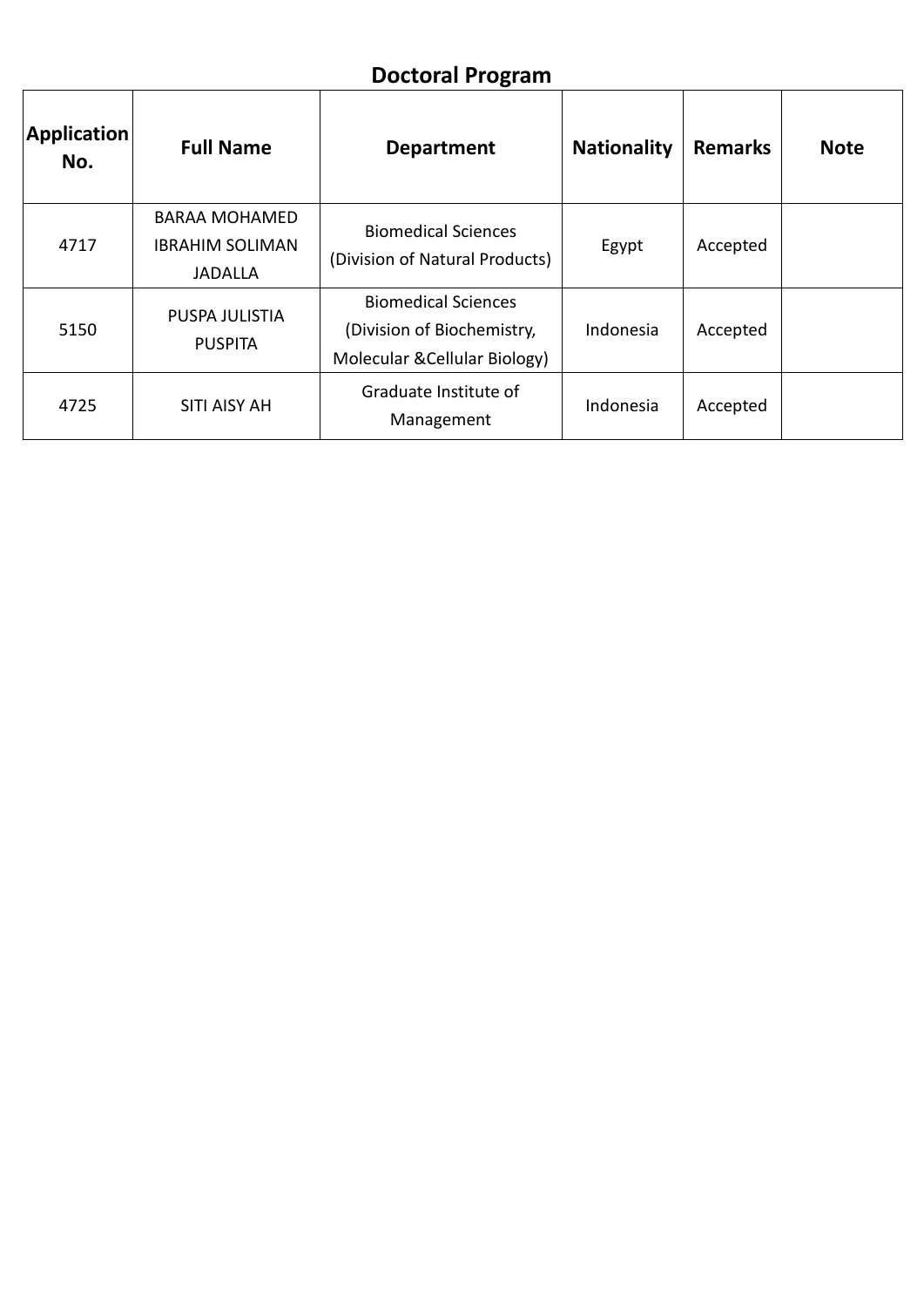## Doctoral Program

| Application No. | Full Name | Department | Nationality | Remarks | Note |
|---|---|---|---|---|---|
| 4717 | BARAA MOHAMED IBRAHIM SOLIMAN JADALLA | Biomedical Sciences (Division of Natural Products) | Egypt | Accepted | |
| 5150 | PUSPA JULISTIA PUSPITA | Biomedical Sciences (Division of Biochemistry, Molecular &Cellular Biology) | Indonesia | Accepted | |
| 4725 | SITI AISY AH | Graduate Institute of Management | Indonesia | Accepted | |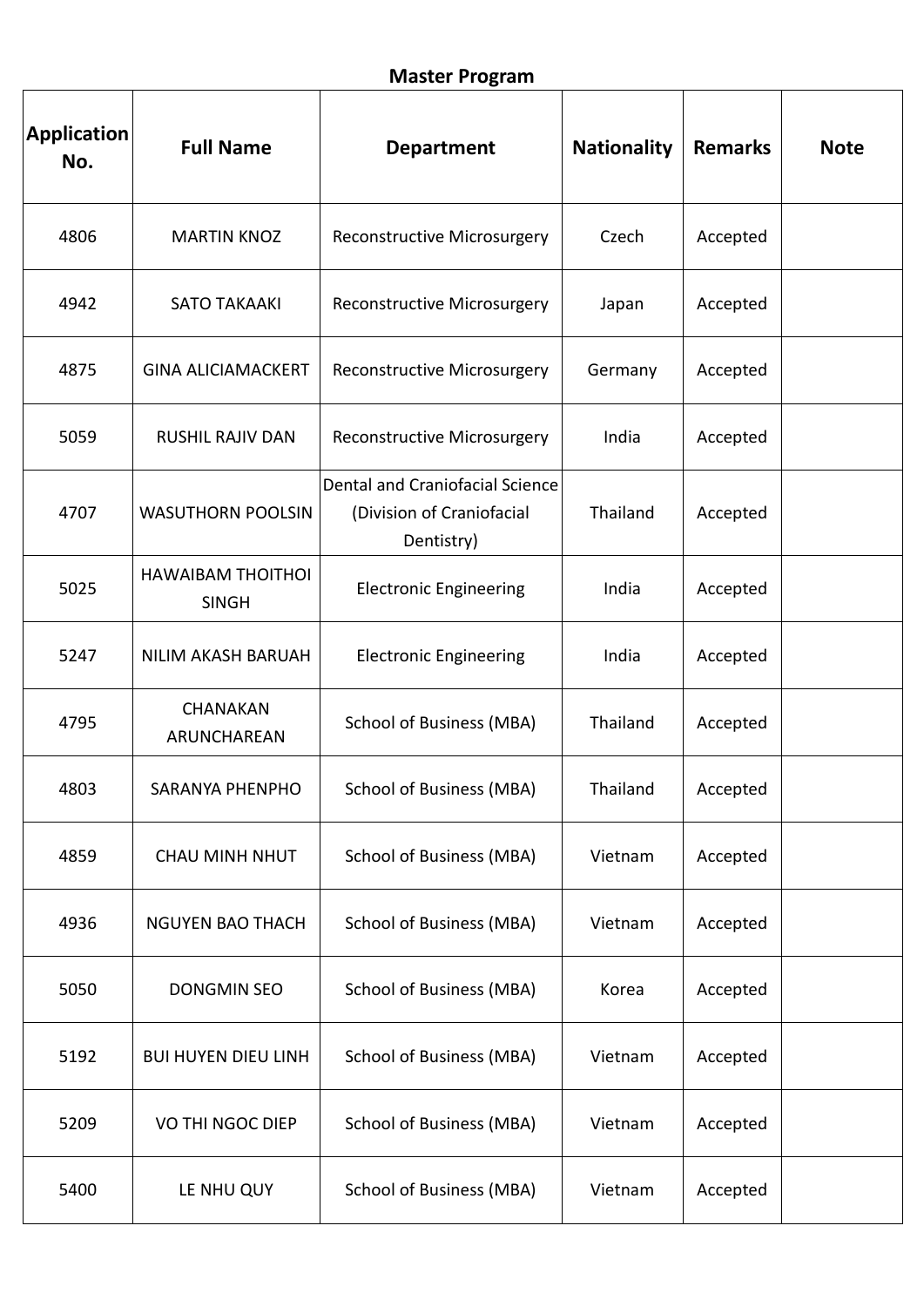**Master Program**

| Application No. | Full Name | Department | Nationality | Remarks | Note |
|---|---|---|---|---|---|
| 4806 | MARTIN KNOZ | Reconstructive Microsurgery | Czech | Accepted | |
| 4942 | SATO TAKAAKI | Reconstructive Microsurgery | Japan | Accepted | |
| 4875 | GINA ALICIAMACKERT | Reconstructive Microsurgery | Germany | Accepted | |
| 5059 | RUSHIL RAJIV DAN | Reconstructive Microsurgery | India | Accepted | |
| 4707 | WASUTHORN POOLSIN | Dental and Craniofacial Science (Division of Craniofacial Dentistry) | Thailand | Accepted | |
| 5025 | HAWAIBAM THOITHOI SINGH | Electronic Engineering | India | Accepted | |
| 5247 | NILIM AKASH BARUAH | Electronic Engineering | India | Accepted | |
| 4795 | CHANAKAN ARUNCHAREAN | School of Business (MBA) | Thailand | Accepted | |
| 4803 | SARANYA PHENPHO | School of Business (MBA) | Thailand | Accepted | |
| 4859 | CHAU MINH NHUT | School of Business (MBA) | Vietnam | Accepted | |
| 4936 | NGUYEN BAO THACH | School of Business (MBA) | Vietnam | Accepted | |
| 5050 | DONGMIN SEO | School of Business (MBA) | Korea | Accepted | |
| 5192 | BUI HUYEN DIEU LINH | School of Business (MBA) | Vietnam | Accepted | |
| 5209 | VO THI NGOC DIEP | School of Business (MBA) | Vietnam | Accepted | |
| 5400 | LE NHU QUY | School of Business (MBA) | Vietnam | Accepted | |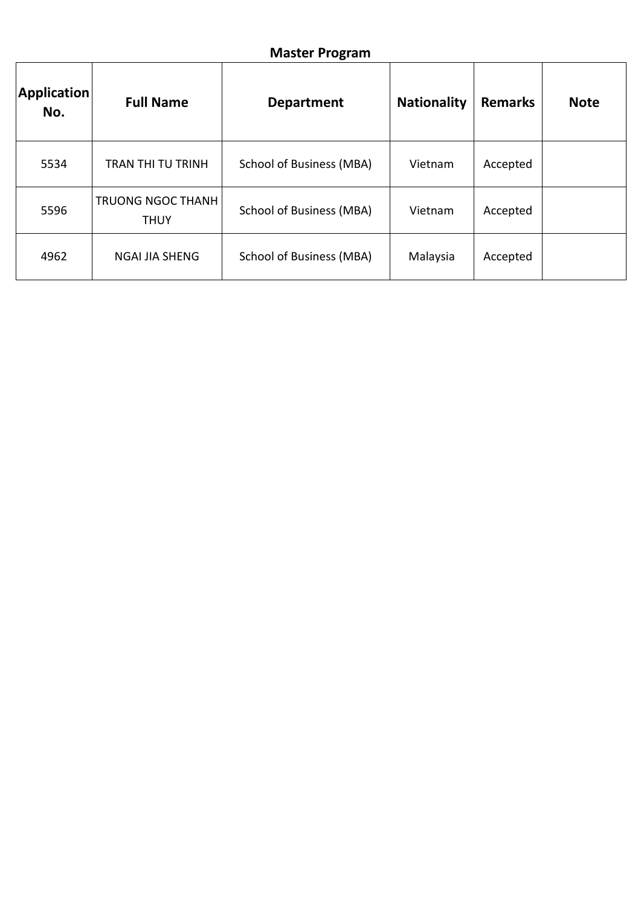## Master Program

| Application No. | Full Name | Department | Nationality | Remarks | Note |
|---|---|---|---|---|---|
| 5534 | TRAN THI TU TRINH | School of Business (MBA) | Vietnam | Accepted | |
| 5596 | TRUONG NGOC THANH THUY | School of Business (MBA) | Vietnam | Accepted | |
| 4962 | NGAI JIA SHENG | School of Business (MBA) | Malaysia | Accepted | |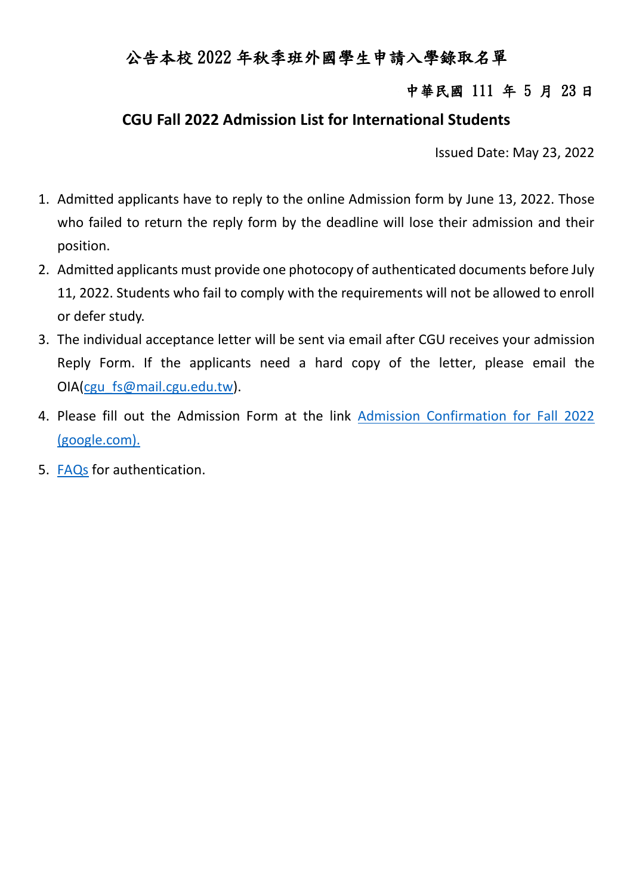# 公告本校 2022 年秋季班外國學生申請入學錄取名單

中華民國 111 年 5 月 23 日

## CGU Fall 2022 Admission List for International Students

Issued Date: May 23, 2022

1. Admitted applicants have to reply to the online Admission form by June 13, 2022. Those who failed to return the reply form by the deadline will lose their admission and their position.
2. Admitted applicants must provide one photocopy of authenticated documents before July 11, 2022. Students who fail to comply with the requirements will not be allowed to enroll or defer study.
3. The individual acceptance letter will be sent via email after CGU receives your admission Reply Form. If the applicants need a hard copy of the letter, please email the OIA(cgu_fs@mail.cgu.edu.tw).
4. Please fill out the Admission Form at the link Admission Confirmation for Fall 2022 (google.com).
5. FAQs for authentication.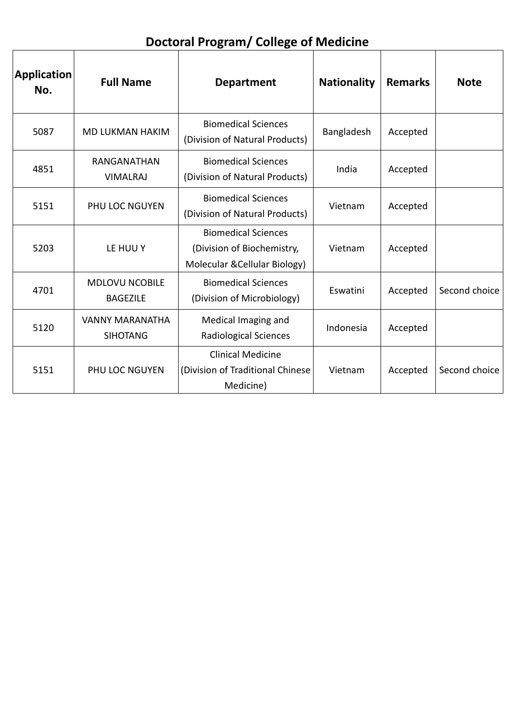## Doctoral Program/ College of Medicine

| Application No. | Full Name | Department | Nationality | Remarks | Note |
|---|---|---|---|---|---|
| 5087 | MD LUKMAN HAKIM | Biomedical Sciences (Division of Natural Products) | Bangladesh | Accepted | |
| 4851 | RANGANATHAN VIMALRAJ | Biomedical Sciences (Division of Natural Products) | India | Accepted | |
| 5151 | PHU LOC NGUYEN | Biomedical Sciences (Division of Natural Products) | Vietnam | Accepted | |
| 5203 | LE HUU Y | Biomedical Sciences (Division of Biochemistry, Molecular &Cellular Biology) | Vietnam | Accepted | |
| 4701 | MDLOVU NCOBILE BAGEZILE | Biomedical Sciences (Division of Microbiology) | Eswatini | Accepted | Second choice |
| 5120 | VANNY MARANATHA SIHOTANG | Medical Imaging and Radiological Sciences | Indonesia | Accepted | |
| 5151 | PHU LOC NGUYEN | Clinical Medicine (Division of Traditional Chinese Medicine) | Vietnam | Accepted | Second choice |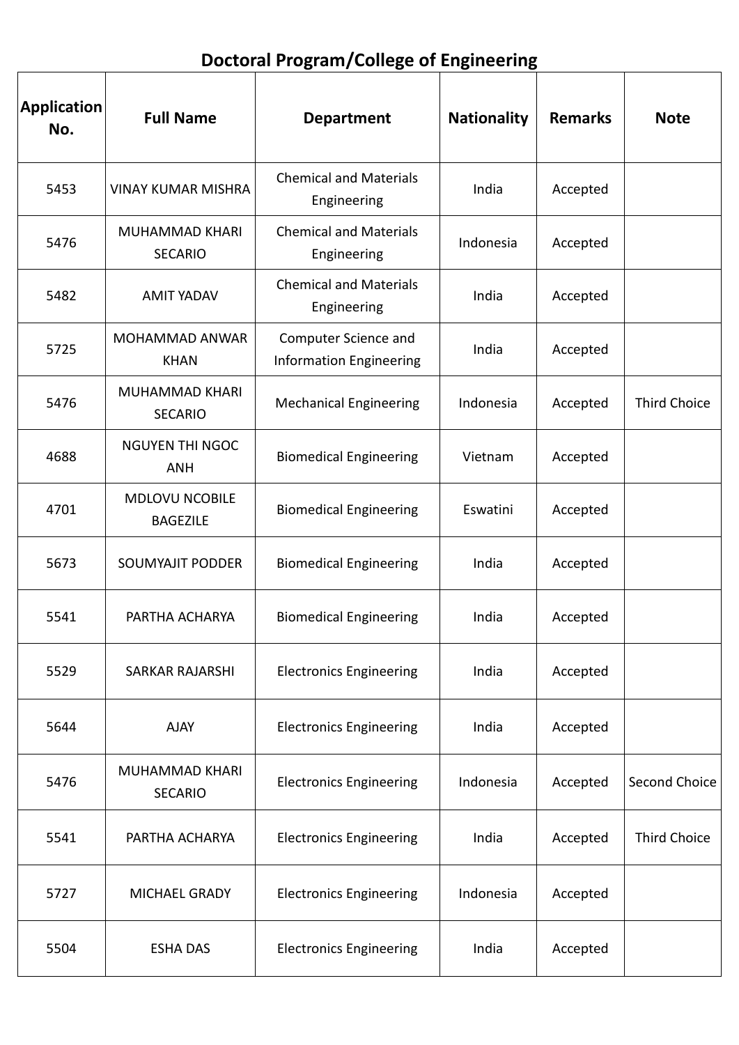# Doctoral Program/College of Engineering

| Application No. | Full Name | Department | Nationality | Remarks | Note |
|---|---|---|---|---|---|
| 5453 | VINAY KUMAR MISHRA | Chemical and Materials Engineering | India | Accepted | |
| 5476 | MUHAMMAD KHARI SECARIO | Chemical and Materials Engineering | Indonesia | Accepted | |
| 5482 | AMIT YADAV | Chemical and Materials Engineering | India | Accepted | |
| 5725 | MOHAMMAD ANWAR KHAN | Computer Science and Information Engineering | India | Accepted | |
| 5476 | MUHAMMAD KHARI SECARIO | Mechanical Engineering | Indonesia | Accepted | Third Choice |
| 4688 | NGUYEN THI NGOC ANH | Biomedical Engineering | Vietnam | Accepted | |
| 4701 | MDLOVU NCOBILE BAGEZILE | Biomedical Engineering | Eswatini | Accepted | |
| 5673 | SOUMYAJIT PODDER | Biomedical Engineering | India | Accepted | |
| 5541 | PARTHA ACHARYA | Biomedical Engineering | India | Accepted | |
| 5529 | SARKAR RAJARSHI | Electronics Engineering | India | Accepted | |
| 5644 | AJAY | Electronics Engineering | India | Accepted | |
| 5476 | MUHAMMAD KHARI SECARIO | Electronics Engineering | Indonesia | Accepted | Second Choice |
| 5541 | PARTHA ACHARYA | Electronics Engineering | India | Accepted | Third Choice |
| 5727 | MICHAEL GRADY | Electronics Engineering | Indonesia | Accepted | |
| 5504 | ESHA DAS | Electronics Engineering | India | Accepted | |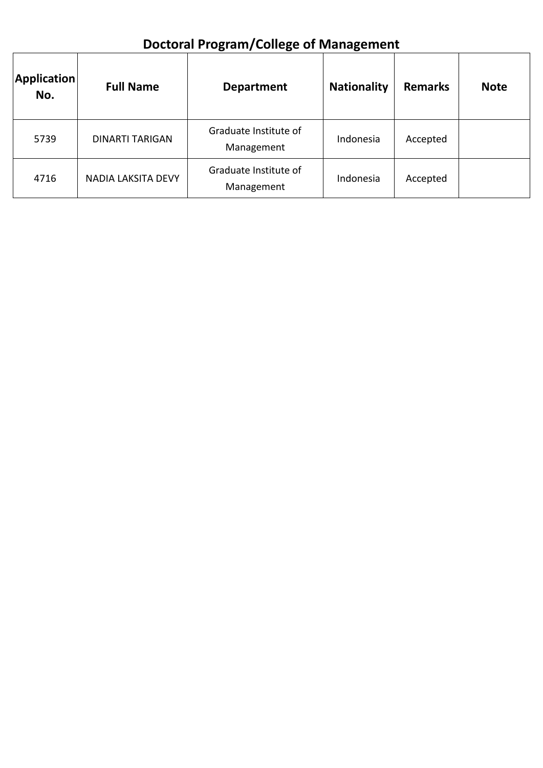## Doctoral Program/College of Management

| Application No. | Full Name | Department | Nationality | Remarks | Note |
|---|---|---|---|---|---|
| 5739 | DINARTI TARIGAN | Graduate Institute of Management | Indonesia | Accepted | |
| 4716 | NADIA LAKSITA DEVY | Graduate Institute of Management | Indonesia | Accepted | |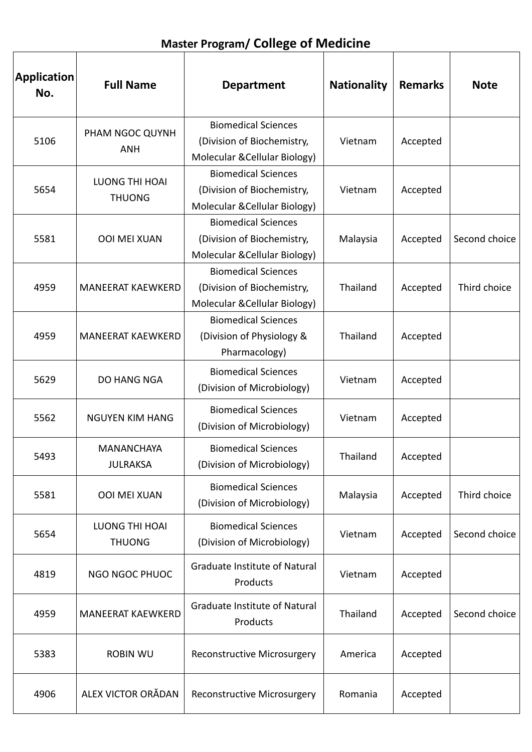## Master Program/ College of Medicine

| Application No. | Full Name | Department | Nationality | Remarks | Note |
|---|---|---|---|---|---|
| 5106 | PHAM NGOC QUYNH ANH | Biomedical Sciences (Division of Biochemistry, Molecular &Cellular Biology) | Vietnam | Accepted | |
| 5654 | LUONG THI HOAI THUONG | Biomedical Sciences (Division of Biochemistry, Molecular &Cellular Biology) | Vietnam | Accepted | |
| 5581 | OOI MEI XUAN | Biomedical Sciences (Division of Biochemistry, Molecular &Cellular Biology) | Malaysia | Accepted | Second choice |
| 4959 | MANEERAT KAEWKERD | Biomedical Sciences (Division of Biochemistry, Molecular &Cellular Biology) | Thailand | Accepted | Third choice |
| 4959 | MANEERAT KAEWKERD | Biomedical Sciences (Division of Physiology & Pharmacology) | Thailand | Accepted | |
| 5629 | DO HANG NGA | Biomedical Sciences (Division of Microbiology) | Vietnam | Accepted | |
| 5562 | NGUYEN KIM HANG | Biomedical Sciences (Division of Microbiology) | Vietnam | Accepted | |
| 5493 | MANANCHAYA JULRAKSA | Biomedical Sciences (Division of Microbiology) | Thailand | Accepted | |
| 5581 | OOI MEI XUAN | Biomedical Sciences (Division of Microbiology) | Malaysia | Accepted | Third choice |
| 5654 | LUONG THI HOAI THUONG | Biomedical Sciences (Division of Microbiology) | Vietnam | Accepted | Second choice |
| 4819 | NGO NGOC PHUOC | Graduate Institute of Natural Products | Vietnam | Accepted | |
| 4959 | MANEERAT KAEWKERD | Graduate Institute of Natural Products | Thailand | Accepted | Second choice |
| 5383 | ROBIN WU | Reconstructive Microsurgery | America | Accepted | |
| 4906 | ALEX VICTOR ORĂDAN | Reconstructive Microsurgery | Romania | Accepted | |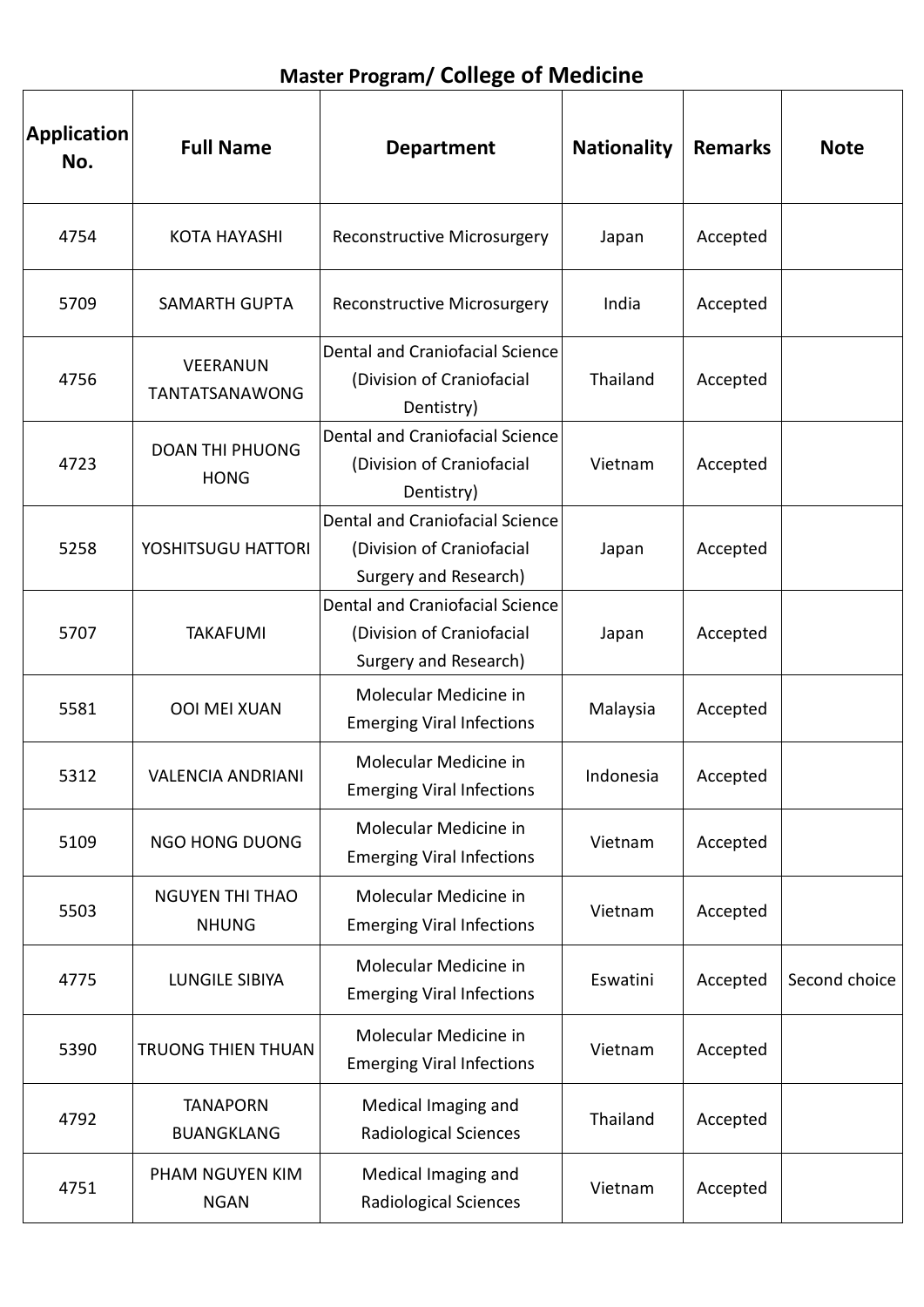## Master Program/ College of Medicine

| Application No. | Full Name | Department | Nationality | Remarks | Note |
|---|---|---|---|---|---|
| 4754 | KOTA HAYASHI | Reconstructive Microsurgery | Japan | Accepted | |
| 5709 | SAMARTH GUPTA | Reconstructive Microsurgery | India | Accepted | |
| 4756 | VEERANUN TANTATSANAWONG | Dental and Craniofacial Science (Division of Craniofacial Dentistry) | Thailand | Accepted | |
| 4723 | DOAN THI PHUONG HONG | Dental and Craniofacial Science (Division of Craniofacial Dentistry) | Vietnam | Accepted | |
| 5258 | YOSHITSUGU HATTORI | Dental and Craniofacial Science (Division of Craniofacial Surgery and Research) | Japan | Accepted | |
| 5707 | TAKAFUMI | Dental and Craniofacial Science (Division of Craniofacial Surgery and Research) | Japan | Accepted | |
| 5581 | OOI MEI XUAN | Molecular Medicine in Emerging Viral Infections | Malaysia | Accepted | |
| 5312 | VALENCIA ANDRIANI | Molecular Medicine in Emerging Viral Infections | Indonesia | Accepted | |
| 5109 | NGO HONG DUONG | Molecular Medicine in Emerging Viral Infections | Vietnam | Accepted | |
| 5503 | NGUYEN THI THAO NHUNG | Molecular Medicine in Emerging Viral Infections | Vietnam | Accepted | |
| 4775 | LUNGILE SIBIYA | Molecular Medicine in Emerging Viral Infections | Eswatini | Accepted | Second choice |
| 5390 | TRUONG THIEN THUAN | Molecular Medicine in Emerging Viral Infections | Vietnam | Accepted | |
| 4792 | TANAPORN BUANGKLANG | Medical Imaging and Radiological Sciences | Thailand | Accepted | |
| 4751 | PHAM NGUYEN KIM NGAN | Medical Imaging and Radiological Sciences | Vietnam | Accepted | |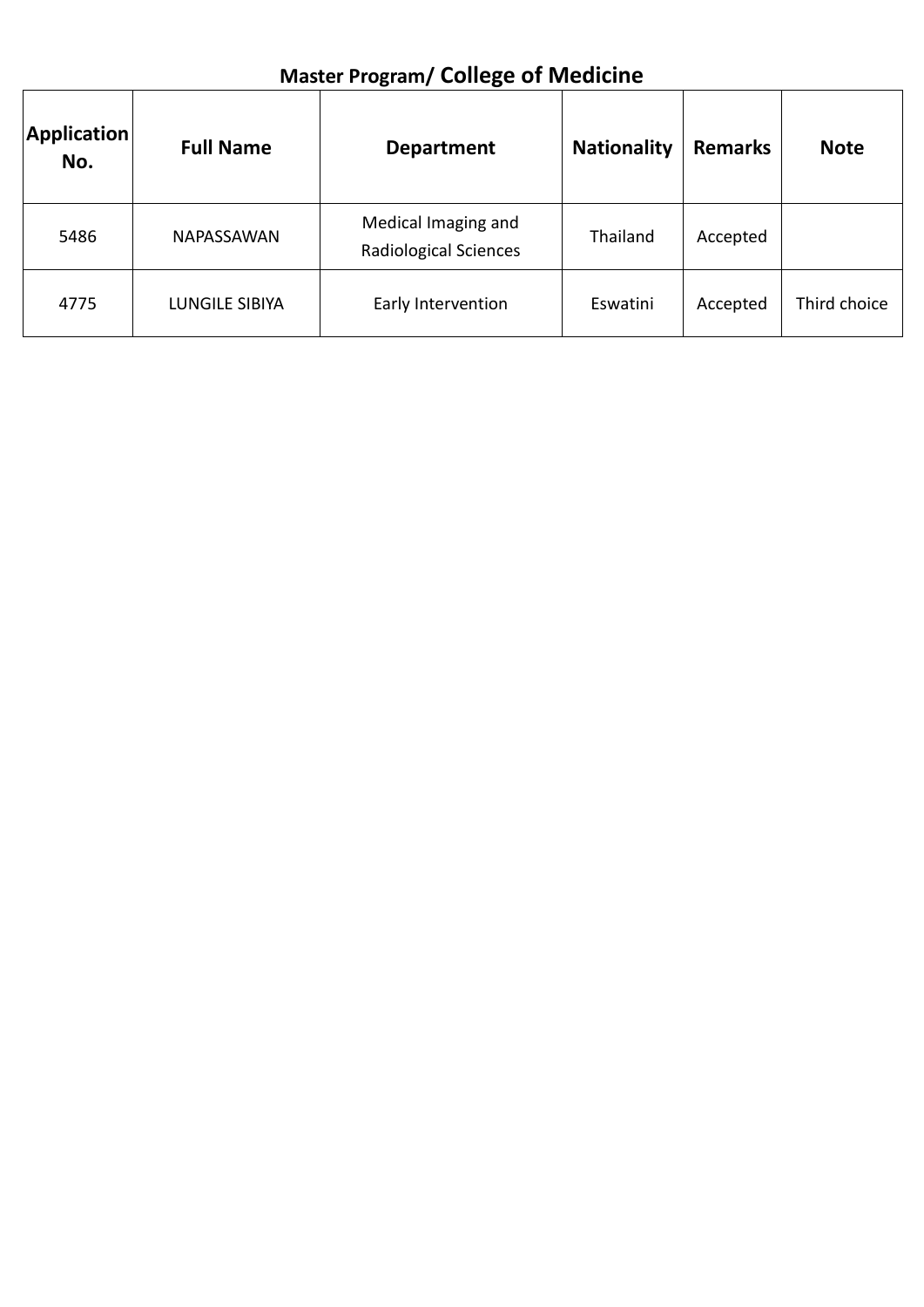## Master Program/ College of Medicine

| Application No. | Full Name | Department | Nationality | Remarks | Note |
|---|---|---|---|---|---|
| 5486 | NAPASSAWAN | Medical Imaging and Radiological Sciences | Thailand | Accepted | |
| 4775 | LUNGILE SIBIYA | Early Intervention | Eswatini | Accepted | Third choice |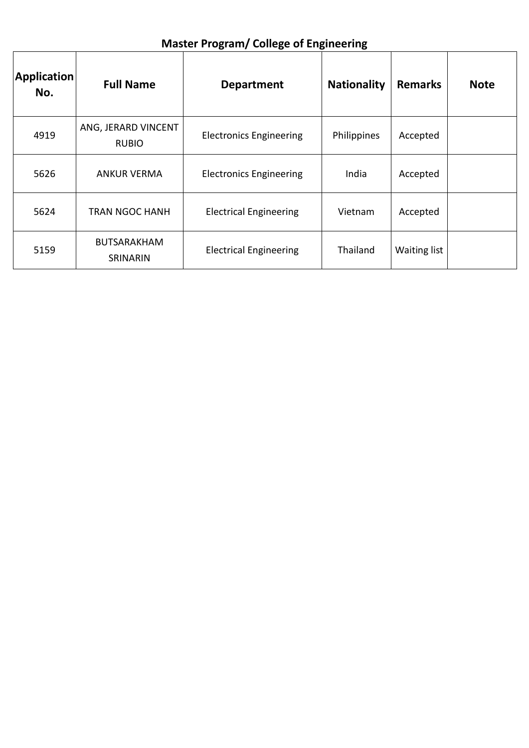**Master Program/ College of Engineering**

| Application No. | Full Name | Department | Nationality | Remarks | Note |
|---|---|---|---|---|---|
| 4919 | ANG, JERARD VINCENT RUBIO | Electronics Engineering | Philippines | Accepted | |
| 5626 | ANKUR VERMA | Electronics Engineering | India | Accepted | |
| 5624 | TRAN NGOC HANH | Electrical Engineering | Vietnam | Accepted | |
| 5159 | BUTSARAKHAM SRINARIN | Electrical Engineering | Thailand | Waiting list | |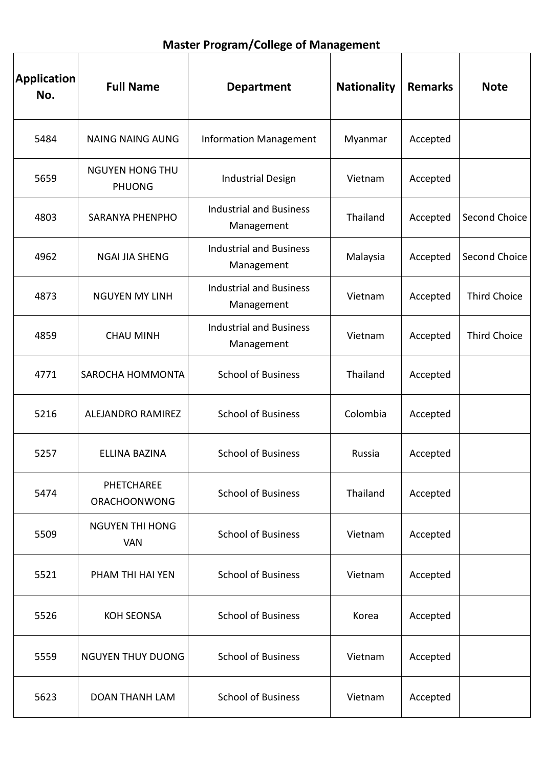**Master Program/College of Management**

| Application No. | Full Name | Department | Nationality | Remarks | Note |
|---|---|---|---|---|---|
| 5484 | NAING NAING AUNG | Information Management | Myanmar | Accepted | |
| 5659 | NGUYEN HONG THU PHUONG | Industrial Design | Vietnam | Accepted | |
| 4803 | SARANYA PHENPHO | Industrial and Business Management | Thailand | Accepted | Second Choice |
| 4962 | NGAI JIA SHENG | Industrial and Business Management | Malaysia | Accepted | Second Choice |
| 4873 | NGUYEN MY LINH | Industrial and Business Management | Vietnam | Accepted | Third Choice |
| 4859 | CHAU MINH | Industrial and Business Management | Vietnam | Accepted | Third Choice |
| 4771 | SAROCHA HOMMONTA | School of Business | Thailand | Accepted | |
| 5216 | ALEJANDRO RAMIREZ | School of Business | Colombia | Accepted | |
| 5257 | ELLINA BAZINA | School of Business | Russia | Accepted | |
| 5474 | PHETCHAREE ORACHOONWONG | School of Business | Thailand | Accepted | |
| 5509 | NGUYEN THI HONG VAN | School of Business | Vietnam | Accepted | |
| 5521 | PHAM THI HAI YEN | School of Business | Vietnam | Accepted | |
| 5526 | KOH SEONSA | School of Business | Korea | Accepted | |
| 5559 | NGUYEN THUY DUONG | School of Business | Vietnam | Accepted | |
| 5623 | DOAN THANH LAM | School of Business | Vietnam | Accepted | |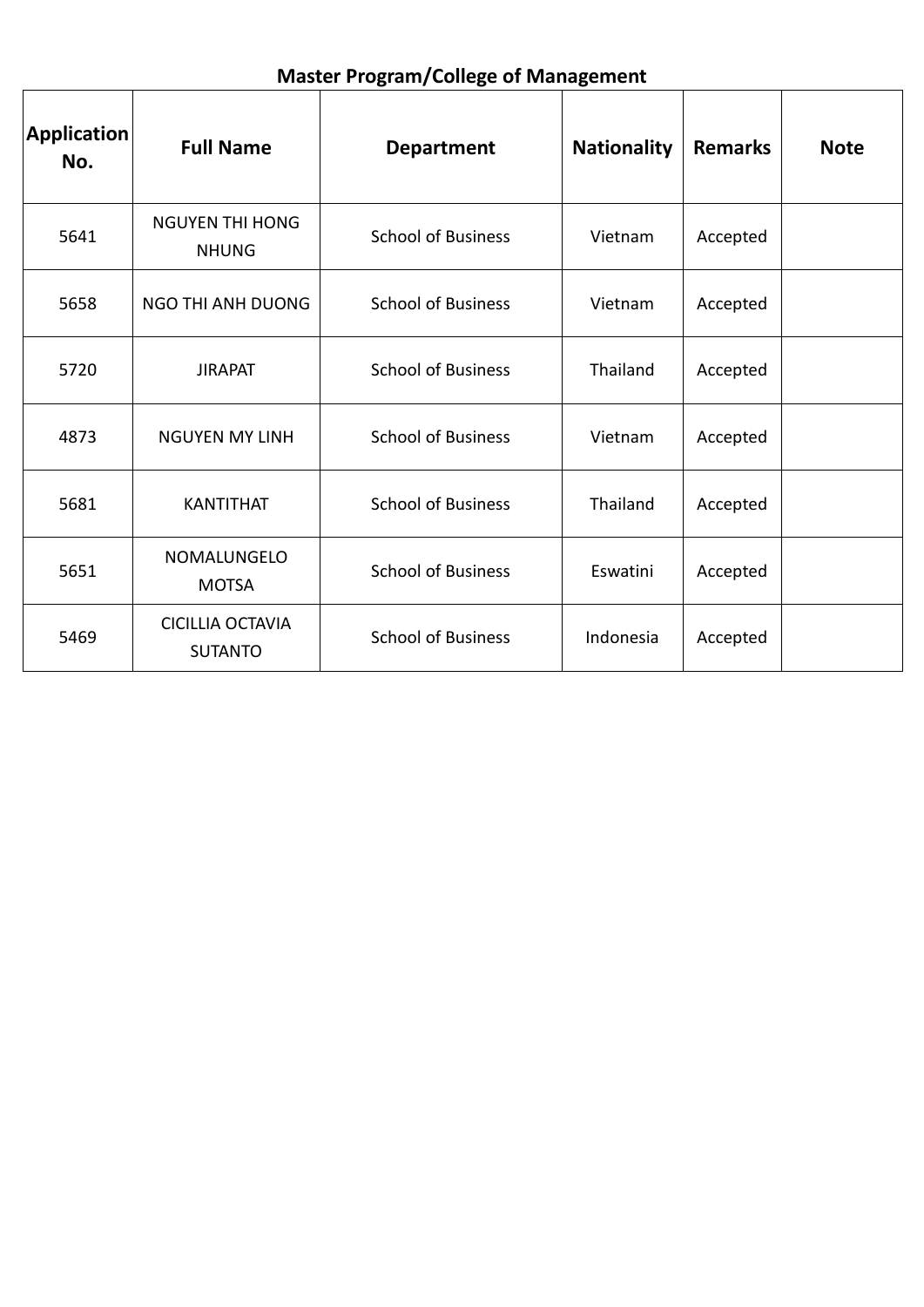**Master Program/College of Management**

| Application No. | Full Name | Department | Nationality | Remarks | Note |
|---|---|---|---|---|---|
| 5641 | NGUYEN THI HONG NHUNG | School of Business | Vietnam | Accepted | |
| 5658 | NGO THI ANH DUONG | School of Business | Vietnam | Accepted | |
| 5720 | JIRAPAT | School of Business | Thailand | Accepted | |
| 4873 | NGUYEN MY LINH | School of Business | Vietnam | Accepted | |
| 5681 | KANTITHAT | School of Business | Thailand | Accepted | |
| 5651 | NOMALUNGELO MOTSA | School of Business | Eswatini | Accepted | |
| 5469 | CICILLIA OCTAVIA SUTANTO | School of Business | Indonesia | Accepted | |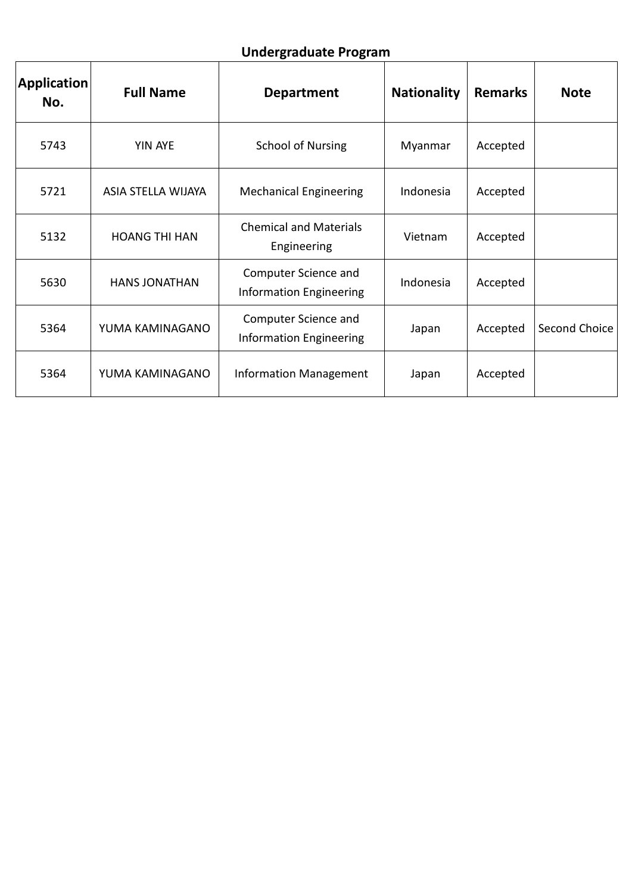## Undergraduate Program

| Application No. | Full Name | Department | Nationality | Remarks | Note |
|---|---|---|---|---|---|
| 5743 | YIN AYE | School of Nursing | Myanmar | Accepted | |
| 5721 | ASIA STELLA WIJAYA | Mechanical Engineering | Indonesia | Accepted | |
| 5132 | HOANG THI HAN | Chemical and Materials Engineering | Vietnam | Accepted | |
| 5630 | HANS JONATHAN | Computer Science and Information Engineering | Indonesia | Accepted | |
| 5364 | YUMA KAMINAGANO | Computer Science and Information Engineering | Japan | Accepted | Second Choice |
| 5364 | YUMA KAMINAGANO | Information Management | Japan | Accepted | |